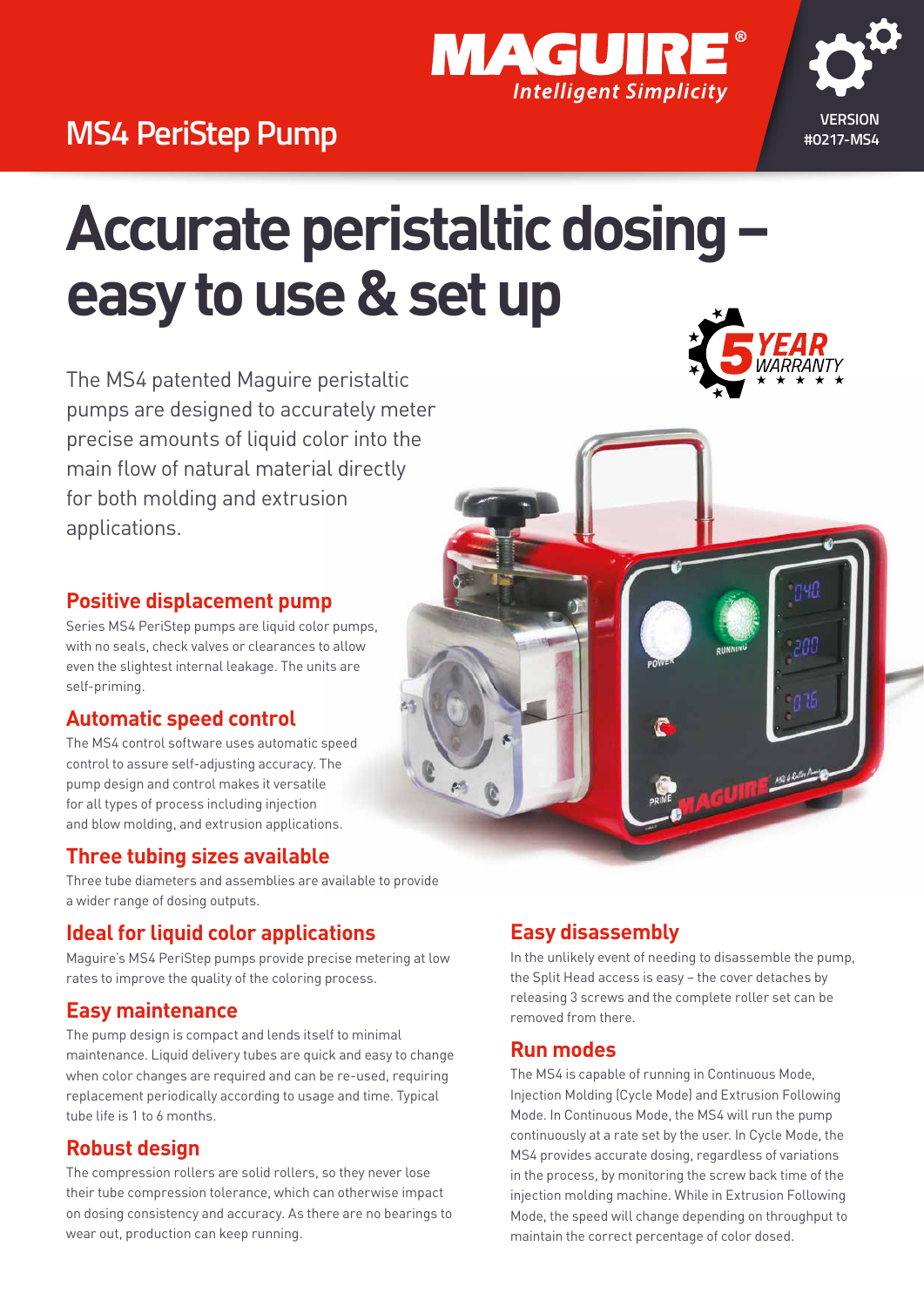# MS4 PeriStep Pump

MAGUIRE® *Intelligent Simplicity*

VERSION #0217-MS4

# Accurate peristaltic dosing – easy to use & set up

5 YEAR WARRANTY

The MS4 patented Maguire peristaltic pumps are designed to accurately meter precise amounts of liquid color into the main flow of natural material directly for both molding and extrusion applications.

## Positive displacement pump

Series MS4 PeriStep pumps are liquid color pumps, with no seals, check valves or clearances to allow even the slightest internal leakage. The units are self-priming.

## Automatic speed control

The MS4 control software uses automatic speed control to assure self-adjusting accuracy. The pump design and control makes it versatile for all types of process including injection and blow molding, and extrusion applications.

## Three tubing sizes available

Three tube diameters and assemblies are available to provide a wider range of dosing outputs.

## Ideal for liquid color applications

Maguire's MS4 PeriStep pumps provide precise metering at low rates to improve the quality of the coloring process.

## Easy maintenance

The pump design is compact and lends itself to minimal maintenance. Liquid delivery tubes are quick and easy to change when color changes are required and can be re-used, requiring replacement periodically according to usage and time. Typical tube life is 1 to 6 months.

## Robust design

The compression rollers are solid rollers, so they never lose their tube compression tolerance, which can otherwise impact on dosing consistency and accuracy. As there are no bearings to wear out, production can keep running.

## Easy disassembly

In the unlikely event of needing to disassemble the pump, the Split Head access is easy – the cover detaches by releasing 3 screws and the complete roller set can be removed from there.

## Run modes

The MS4 is capable of running in Continuous Mode, Injection Molding (Cycle Mode) and Extrusion Following Mode. In Continuous Mode, the MS4 will run the pump continuously at a rate set by the user. In Cycle Mode, the MS4 provides accurate dosing, regardless of variations in the process, by monitoring the screw back time of the injection molding machine. While in Extrusion Following Mode, the speed will change depending on throughput to maintain the correct percentage of color dosed.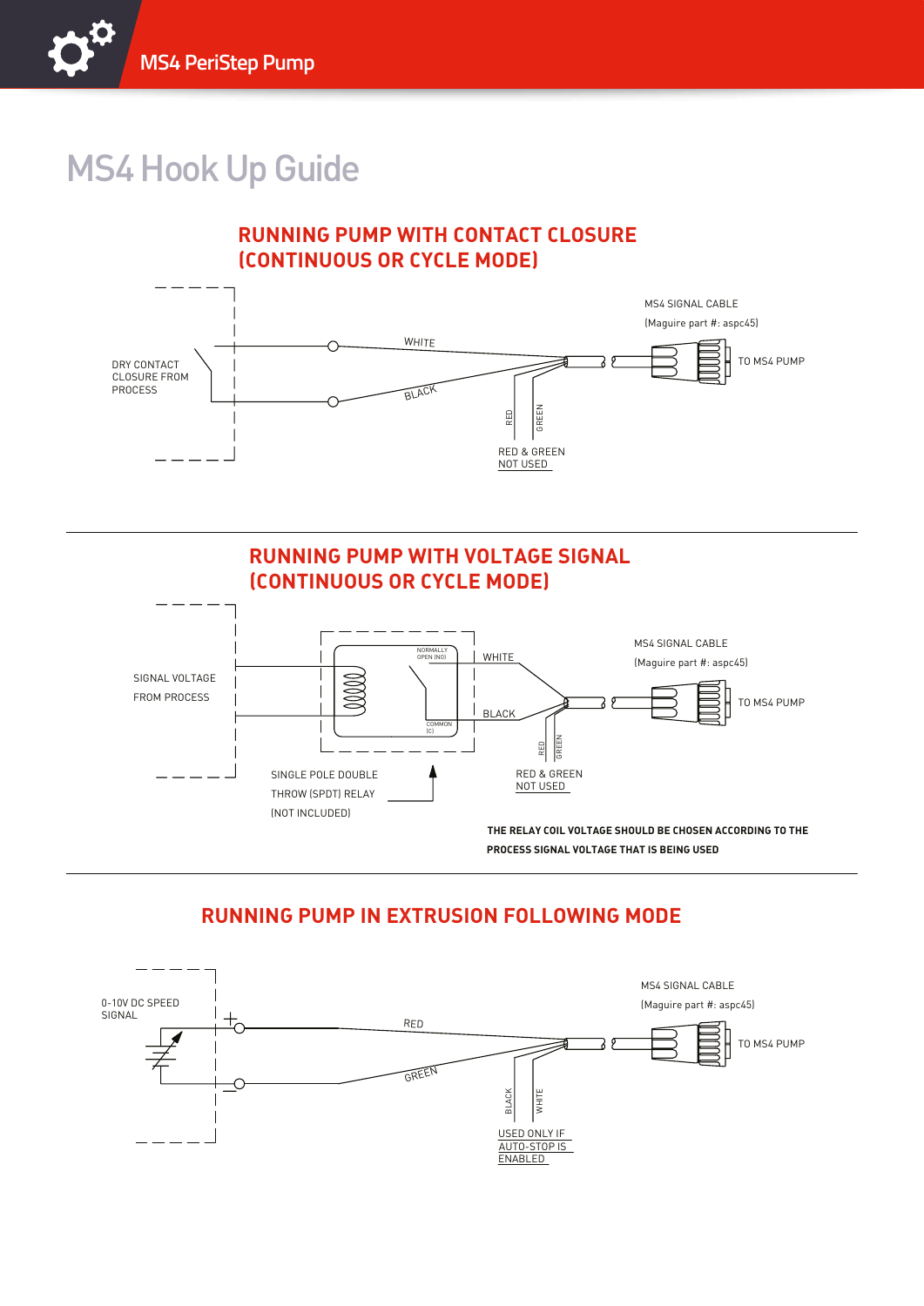# MS4 Hook Up Guide

## RUNNING PUMP WITH CONTACT CLOSURE (CONTINUOUS OR CYCLE MODE)

DRY CONTACT CLOSURE FROM PROCESS

WHITE

BLACK

RED

GREEN

RED & GREEN NOT USED

MS4 SIGNAL CABLE (Maguire part #: aspc45)

TO MS4 PUMP

## RUNNING PUMP WITH VOLTAGE SIGNAL (CONTINUOUS OR CYCLE MODE)

SIGNAL VOLTAGE FROM PROCESS

NORMALLY OPEN (NO)

COMMON (C)

WHITE

BLACK

RED

GREEN

SINGLE POLE DOUBLE THROW (SPDT) RELAY (NOT INCLUDED)

RED & GREEN NOT USED

MS4 SIGNAL CABLE (Maguire part #: aspc45)

TO MS4 PUMP

**THE RELAY COIL VOLTAGE SHOULD BE CHOSEN ACCORDING TO THE PROCESS SIGNAL VOLTAGE THAT IS BEING USED**

## RUNNING PUMP IN EXTRUSION FOLLOWING MODE

0-10V DC SPEED SIGNAL

+

−

RED

GREEN

BLACK

WHITE

USED ONLY IF AUTO-STOP IS ENABLED

MS4 SIGNAL CABLE (Maguire part #: aspc45)

TO MS4 PUMP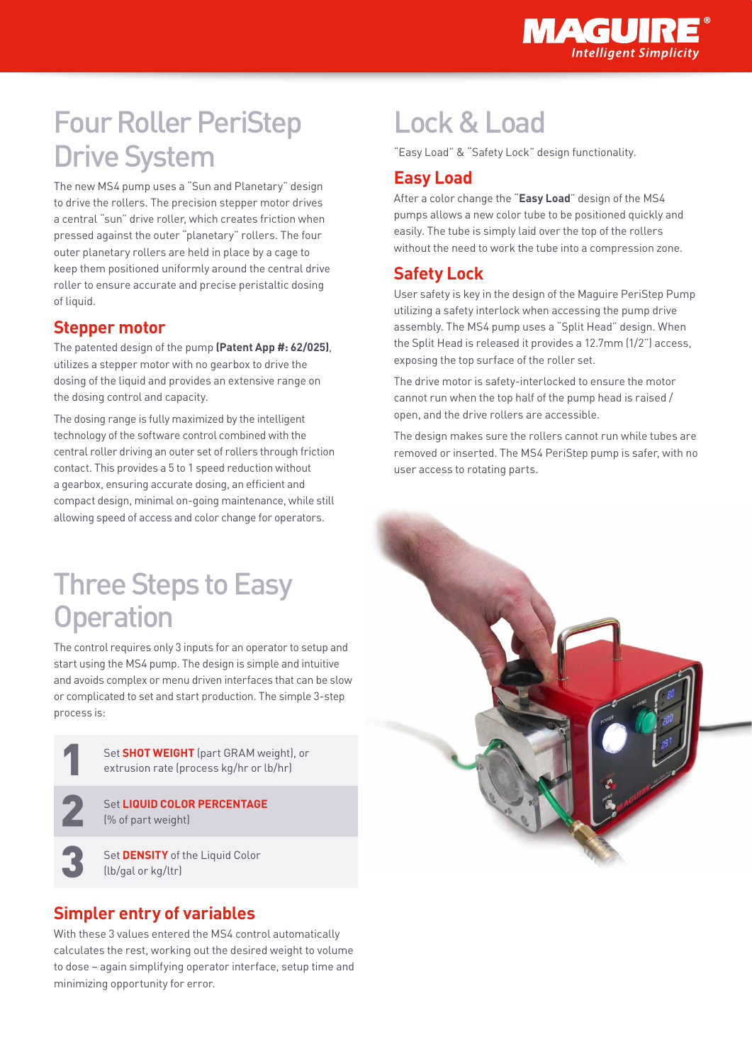# Four Roller PeriStep Drive System

The new MS4 pump uses a "Sun and Planetary" design to drive the rollers. The precision stepper motor drives a central "sun" drive roller, which creates friction when pressed against the outer "planetary" rollers. The four outer planetary rollers are held in place by a cage to keep them positioned uniformly around the central drive roller to ensure accurate and precise peristaltic dosing of liquid.

## Stepper motor

The patented design of the pump **(Patent App #: 62/025)**, utilizes a stepper motor with no gearbox to drive the dosing of the liquid and provides an extensive range on the dosing control and capacity.

The dosing range is fully maximized by the intelligent technology of the software control combined with the central roller driving an outer set of rollers through friction contact. This provides a 5 to 1 speed reduction without a gearbox, ensuring accurate dosing, an efficient and compact design, minimal on-going maintenance, while still allowing speed of access and color change for operators.

# Three Steps to Easy Operation

The control requires only 3 inputs for an operator to setup and start using the MS4 pump. The design is simple and intuitive and avoids complex or menu driven interfaces that can be slow or complicated to set and start production. The simple 3-step process is:

1. Set **SHOT WEIGHT** (part GRAM weight), or extrusion rate (process kg/hr or lb/hr)
2. Set **LIQUID COLOR PERCENTAGE** (% of part weight)
3. Set **DENSITY** of the Liquid Color (lb/gal or kg/ltr)

## Simpler entry of variables

With these 3 values entered the MS4 control automatically calculates the rest, working out the desired weight to volume to dose – again simplifying operator interface, setup time and minimizing opportunity for error.

# Lock & Load

"Easy Load" & "Safety Lock" design functionality.

## Easy Load

After a color change the "**Easy Load**" design of the MS4 pumps allows a new color tube to be positioned quickly and easily. The tube is simply laid over the top of the rollers without the need to work the tube into a compression zone.

## Safety Lock

User safety is key in the design of the Maguire PeriStep Pump utilizing a safety interlock when accessing the pump drive assembly. The MS4 pump uses a "Split Head" design. When the Split Head is released it provides a 12.7mm (1/2") access, exposing the top surface of the roller set.

The drive motor is safety-interlocked to ensure the motor cannot run when the top half of the pump head is raised / open, and the drive rollers are accessible.

The design makes sure the rollers cannot run while tubes are removed or inserted. The MS4 PeriStep pump is safer, with no user access to rotating parts.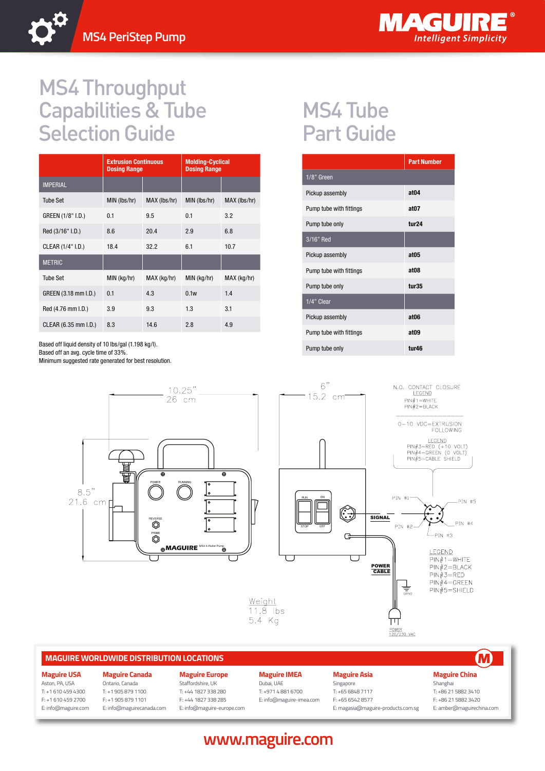# MS4 PeriStep Pump

## MS4 Throughput Capabilities & Tube Selection Guide

| | Extrusion Continuous Dosing Range | | Molding-Cyclical Dosing Range | |
|---|---|---|---|---|
| IMPERIAL | | | | |
| Tube Set | MIN (lbs/hr) | MAX (lbs/hr) | MIN (lbs/hr) | MAX (lbs/hr) |
| GREEN (1/8" I.D.) | 0.1 | 9.5 | 0.1 | 3.2 |
| Red (3/16" I.D.) | 8.6 | 20.4 | 2.9 | 6.8 |
| CLEAR (1/4" I.D.) | 18.4 | 32.2 | 6.1 | 10.7 |
| METRIC | | | | |
| Tube Set | MIN (kg/hr) | MAX (kg/hr) | MIN (kg/hr) | MAX (kg/hr) |
| GREEN (3.18 mm I.D.) | 0.1 | 4.3 | 0.1w | 1.4 |
| Red (4.76 mm I.D.) | 3.9 | 9.3 | 1.3 | 3.1 |
| CLEAR (6.35 mm I.D.) | 8.3 | 14.6 | 2.8 | 4.9 |

Based off liquid density of 10 lbs/gal (1.198 kg/l).
Based off an avg. cycle time of 33%.
Minimum suggested rate generated for best resolution.

## MS4 Tube Part Guide

| | Part Number |
|---|---|
| 1/8" Green | |
| Pickup assembly | at04 |
| Pump tube with fittings | at07 |
| Pump tube only | tur24 |
| 3/16" Red | |
| Pickup assembly | at05 |
| Pump tube with fittings | at08 |
| Pump tube only | tur35 |
| 1/4" Clear | |
| Pickup assembly | at06 |
| Pump tube with fittings | at09 |
| Pump tube only | tur46 |

10.25" 26 cm
6" 15.2 cm
8.5" 21.6 cm

POWER RUNNING REVERSE PRIME MAGUIRE MS4 4-Roller Pump
RUN ON STOP OFF

N.O. CONTACT CLOSURE
LEGEND
PIN#1=WHITE
PIN#2=BLACK

0–10 VDC=EXTRUSION FOLLOWING
LEGEND
PIN#3=RED (+10 VOLT)
PIN#4=GREEN (0 VOLT)
PIN#5=CABLE SHIELD

SIGNAL
PIN #1 PIN #2 PIN #3 PIN #4 PIN #5

LEGEND
PIN#1=WHITE
PIN#2=BLACK
PIN#3=RED
PIN#4=GREEN
PIN#5=SHIELD

POWER CABLE
GRND
POWER 120/230 VAC

Weight
11.8 lbs
5.4 Kg

## MAGUIRE WORLDWIDE DISTRIBUTION LOCATIONS

**Maguire USA**
Aston, PA, USA
T: +1 610 459 4300
F: +1 610 459 2700
E: info@maguire.com

**Maguire Canada**
Ontario, Canada
T: +1 905 879 1100
F: +1 905 879 1101
E: info@maguirecanada.com

**Maguire Europe**
Staffordshire, UK
T: +44 1827 338 280
F: +44 1827 338 285
E: info@maguire-europe.com

**Maguire IMEA**
Dubai, UAE
T: +971 4 881 6700
E: info@maguire-imea.com

**Maguire Asia**
Singapore
T: +65 6848 7117
F: +65 6542 8577
E: magasia@maguire-products.com.sg

**Maguire China**
Shanghai
T: +86 21 5882 3410
F: +86 21 5882 3420
E: amber@maguirechina.com

www.maguire.com